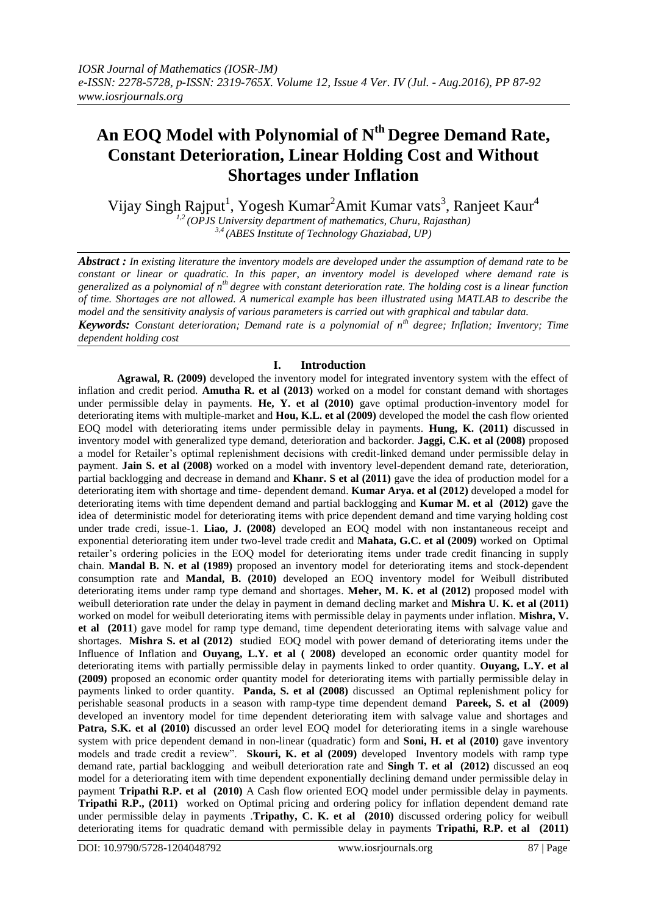# An EOQ Model with Polynomial of $N^{th}$ Degree Demand Rate, Constant Deterioration, Linear Holding Cost and Without Shortages under Inflation

Vijay Singh Rajput[1], Yogesh Kumar[2] Amit Kumar vats[3], Ranjeet Kaur[4]

[1,2] (OPJS University department of mathematics, Churu, Rajasthan)
[3,4] (ABES Institute of Technology Ghaziabad, UP)

***Abstract :*** *In existing literature the inventory models are developed under the assumption of demand rate to be constant or linear or quadratic. In this paper, an inventory model is developed where demand rate is generalized as a polynomial of $n^{th}$ degree with constant deterioration rate. The holding cost is a linear function of time. Shortages are not allowed. A numerical example has been illustrated using MATLAB to describe the model and the sensitivity analysis of various parameters is carried out with graphical and tabular data.*

***Keywords:*** *Constant deterioration; Demand rate is a polynomial of $n^{th}$ degree; Inflation; Inventory; Time dependent holding cost*

## I. Introduction

**Agrawal, R. (2009)** developed the inventory model for integrated inventory system with the effect of inflation and credit period. **Amutha R. et al (2013)** worked on a model for constant demand with shortages under permissible delay in payments. **He, Y. et al (2010)** gave optimal production-inventory model for deteriorating items with multiple-market and **Hou, K.L. et al (2009)** developed the model the cash flow oriented EOQ model with deteriorating items under permissible delay in payments. **Hung, K. (2011)** discussed in inventory model with generalized type demand, deterioration and backorder. **Jaggi, C.K. et al (2008)** proposed a model for Retailer's optimal replenishment decisions with credit-linked demand under permissible delay in payment. **Jain S. et al (2008)** worked on a model with inventory level-dependent demand rate, deterioration, partial backlogging and decrease in demand and **Khanr. S et al (2011)** gave the idea of production model for a deteriorating item with shortage and time- dependent demand. **Kumar Arya. et al (2012)** developed a model for deteriorating items with time dependent demand and partial backlogging and **Kumar M. et al (2012)** gave the idea of deterministic model for deteriorating items with price dependent demand and time varying holding cost under trade credi, issue-1. **Liao, J. (2008)** developed an EOQ model with non instantaneous receipt and exponential deteriorating item under two-level trade credit and **Mahata, G.C. et al (2009)** worked on Optimal retailer's ordering policies in the EOQ model for deteriorating items under trade credit financing in supply chain. **Mandal B. N. et al (1989)** proposed an inventory model for deteriorating items and stock-dependent consumption rate and **Mandal, B. (2010)** developed an EOQ inventory model for Weibull distributed deteriorating items under ramp type demand and shortages. **Meher, M. K. et al (2012)** proposed model with weibull deterioration rate under the delay in payment in demand decling market and **Mishra U. K. et al (2011)** worked on model for weibull deteriorating items with permissible delay in payments under inflation. **Mishra, V. et al (2011**) gave model for ramp type demand, time dependent deteriorating items with salvage value and shortages. **Mishra S. et al (2012)** studied EOQ model with power demand of deteriorating items under the Influence of Inflation and **Ouyang, L.Y. et al ( 2008)** developed an economic order quantity model for deteriorating items with partially permissible delay in payments linked to order quantity. **Ouyang, L.Y. et al (2009)** proposed an economic order quantity model for deteriorating items with partially permissible delay in payments linked to order quantity. **Panda, S. et al (2008)** discussed an Optimal replenishment policy for perishable seasonal products in a season with ramp-type time dependent demand **Pareek, S. et al (2009)** developed an inventory model for time dependent deteriorating item with salvage value and shortages and **Patra, S.K. et al (2010)** discussed an order level EOQ model for deteriorating items in a single warehouse system with price dependent demand in non-linear (quadratic) form and **Soni, H. et al (2010)** gave inventory models and trade credit a review". **Skouri, K. et al (2009)** developed Inventory models with ramp type demand rate, partial backlogging and weibull deterioration rate and **Singh T. et al (2012)** discussed an eoq model for a deteriorating item with time dependent exponentially declining demand under permissible delay in payment **Tripathi R.P. et al (2010)** A Cash flow oriented EOQ model under permissible delay in payments. **Tripathi R.P., (2011)** worked on Optimal pricing and ordering policy for inflation dependent demand rate under permissible delay in payments .**Tripathy, C. K. et al (2010)** discussed ordering policy for weibull deteriorating items for quadratic demand with permissible delay in payments **Tripathi, R.P. et al (2011)**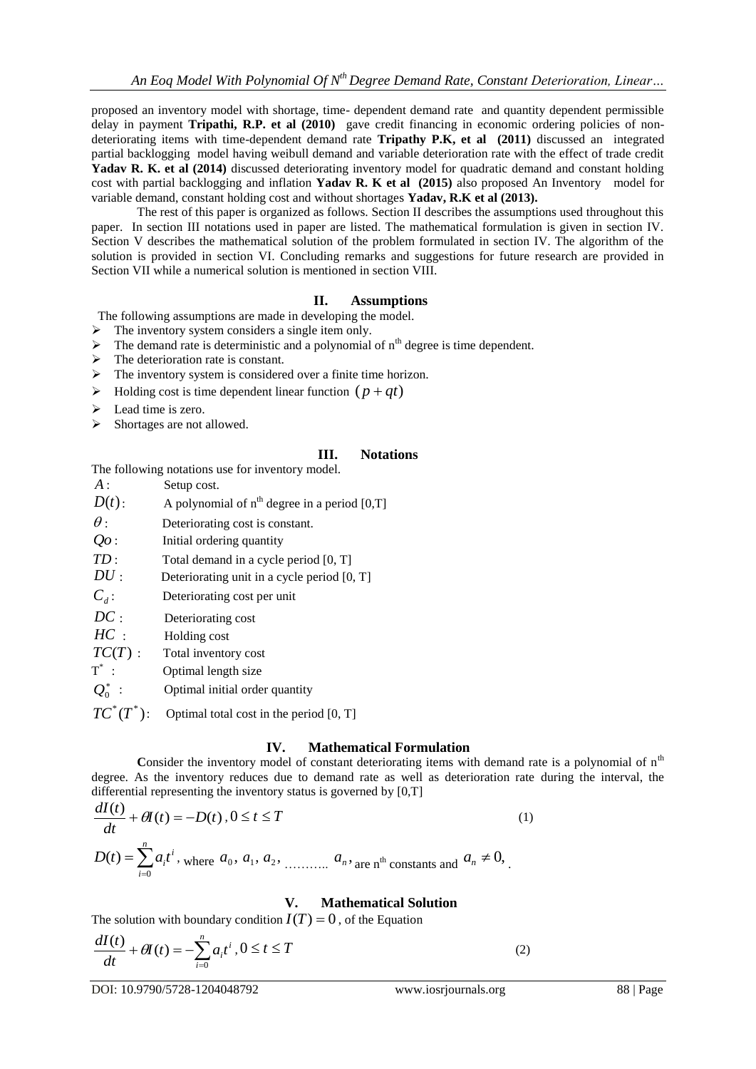proposed an inventory model with shortage, time- dependent demand rate and quantity dependent permissible delay in payment **Tripathi, R.P. et al (2010)** gave credit financing in economic ordering policies of non-deteriorating items with time-dependent demand rate **Tripathy P.K, et al (2011)** discussed an integrated partial backlogging model having weibull demand and variable deterioration rate with the effect of trade credit **Yadav R. K. et al (2014)** discussed deteriorating inventory model for quadratic demand and constant holding cost with partial backlogging and inflation **Yadav R. K et al (2015)** also proposed An Inventory model for variable demand, constant holding cost and without shortages **Yadav, R.K et al (2013).**

The rest of this paper is organized as follows. Section II describes the assumptions used throughout this paper. In section III notations used in paper are listed. The mathematical formulation is given in section IV. Section V describes the mathematical solution of the problem formulated in section IV. The algorithm of the solution is provided in section VI. Concluding remarks and suggestions for future research are provided in Section VII while a numerical solution is mentioned in section VIII.

## II. Assumptions

The following assumptions are made in developing the model.

- The inventory system considers a single item only.
- The demand rate is deterministic and a polynomial of $n^{th}$ degree is time dependent.
- The deterioration rate is constant.
- The inventory system is considered over a finite time horizon.
- Holding cost is time dependent linear function $(p + qt)$
- Lead time is zero.
- Shortages are not allowed.

## III. Notations

The following notations use for inventory model.

- $A$ : Setup cost.
- $D(t)$: A polynomial of $n^{th}$ degree in a period [0,T]
- $\theta$ : Deteriorating cost is constant.
- $Qo$ : Initial ordering quantity
- $TD$ : Total demand in a cycle period [0, T]
- $DU$ : Deteriorating unit in a cycle period [0, T]
- $C_d$ : Deteriorating cost per unit
- $DC$ : Deteriorating cost
- $HC$ : Holding cost
- $TC(T)$ : Total inventory cost
- $T^*$ : Optimal length size
- $Q_0^*$ : Optimal initial order quantity
- $TC^*(T^*)$: Optimal total cost in the period [0, T]

## IV. Mathematical Formulation

Consider the inventory model of constant deteriorating items with demand rate is a polynomial of $n^{th}$ degree. As the inventory reduces due to demand rate as well as deterioration rate during the interval, the differential representing the inventory status is governed by [0,T]

$$\frac{dI(t)}{dt} + \theta I(t) = -D(t)\,,\ 0 \le t \le T \tag{1}$$

$D(t) = \sum_{i=0}^{n} a_i t^i$, where $a_0, a_1, a_2, \ldots\ldots\ldots\ a_n$, are $n^{th}$ constants and $a_n \neq 0$, .

## V. Mathematical Solution

The solution with boundary condition $I(T) = 0$, of the Equation

$$\frac{dI(t)}{dt} + \theta I(t) = -\sum_{i=0}^{n} a_i t^i\,,\ 0 \le t \le T \tag{2}$$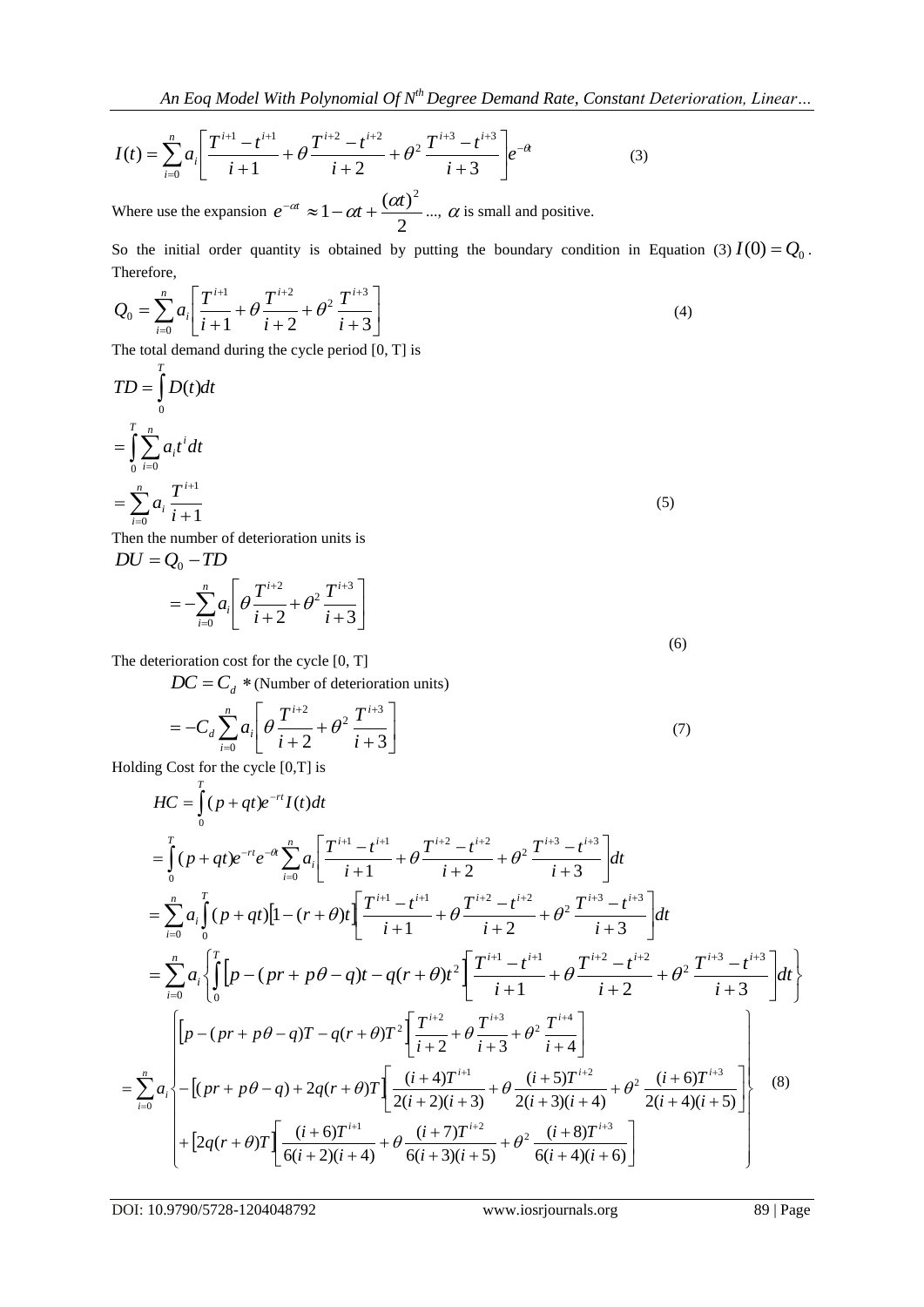$$I(t)=\sum_{i=0}^{n}a_i\left[\frac{T^{i+1}-t^{i+1}}{i+1}+\theta\frac{T^{i+2}-t^{i+2}}{i+2}+\theta^2\frac{T^{i+3}-t^{i+3}}{i+3}\right]e^{-\theta t} \tag{3}$$

Where use the expansion $e^{-\alpha t}\approx 1-\alpha t+\frac{(\alpha t)^2}{2}...$, $\alpha$ is small and positive.

So the initial order quantity is obtained by putting the boundary condition in Equation (3) $I(0)=Q_0$. Therefore,

$$Q_0=\sum_{i=0}^{n}a_i\left[\frac{T^{i+1}}{i+1}+\theta\frac{T^{i+2}}{i+2}+\theta^2\frac{T^{i+3}}{i+3}\right] \tag{4}$$

The total demand during the cycle period [0, T] is

$$TD=\int_0^T D(t)dt$$

$$=\int_0^T\sum_{i=0}^{n}a_it^idt$$

$$=\sum_{i=0}^{n}a_i\frac{T^{i+1}}{i+1} \tag{5}$$

Then the number of deterioration units is

$$DU=Q_0-TD$$

$$=-\sum_{i=0}^{n}a_i\left[\theta\frac{T^{i+2}}{i+2}+\theta^2\frac{T^{i+3}}{i+3}\right] \tag{6}$$

The deterioration cost for the cycle [0, T]

$$DC=C_d*\text{(Number of deterioration units)}$$

$$=-C_d\sum_{i=0}^{n}a_i\left[\theta\frac{T^{i+2}}{i+2}+\theta^2\frac{T^{i+3}}{i+3}\right] \tag{7}$$

Holding Cost for the cycle [0,T] is

$$HC=\int_0^T(p+qt)e^{-rt}I(t)dt$$

$$=\int_0^T(p+qt)e^{-rt}e^{-\theta t}\sum_{i=0}^{n}a_i\left[\frac{T^{i+1}-t^{i+1}}{i+1}+\theta\frac{T^{i+2}-t^{i+2}}{i+2}+\theta^2\frac{T^{i+3}-t^{i+3}}{i+3}\right]dt$$

$$=\sum_{i=0}^{n}a_i\int_0^T(p+qt)\left[1-(r+\theta)t\right]\left[\frac{T^{i+1}-t^{i+1}}{i+1}+\theta\frac{T^{i+2}-t^{i+2}}{i+2}+\theta^2\frac{T^{i+3}-t^{i+3}}{i+3}\right]dt$$

$$=\sum_{i=0}^{n}a_i\left\{\int_0^T\left[p-(pr+p\theta-q)t-q(r+\theta)t^2\right]\left[\frac{T^{i+1}-t^{i+1}}{i+1}+\theta\frac{T^{i+2}-t^{i+2}}{i+2}+\theta^2\frac{T^{i+3}-t^{i+3}}{i+3}\right]dt\right\}$$

$$=\sum_{i=0}^{n}a_i\left\{\begin{aligned}&\left[p-(pr+p\theta-q)T-q(r+\theta)T^2\right]\left[\frac{T^{i+2}}{i+2}+\theta\frac{T^{i+3}}{i+3}+\theta^2\frac{T^{i+4}}{i+4}\right]\\&-\left[(pr+p\theta-q)+2q(r+\theta)T\right]\left[\frac{(i+4)T^{i+1}}{2(i+2)(i+3)}+\theta\frac{(i+5)T^{i+2}}{2(i+3)(i+4)}+\theta^2\frac{(i+6)T^{i+3}}{2(i+4)(i+5)}\right]\\&+\left[2q(r+\theta)T\right]\left[\frac{(i+6)T^{i+1}}{6(i+2)(i+4)}+\theta\frac{(i+7)T^{i+2}}{6(i+3)(i+5)}+\theta^2\frac{(i+8)T^{i+3}}{6(i+4)(i+6)}\right]\end{aligned}\right\} \tag{8}$$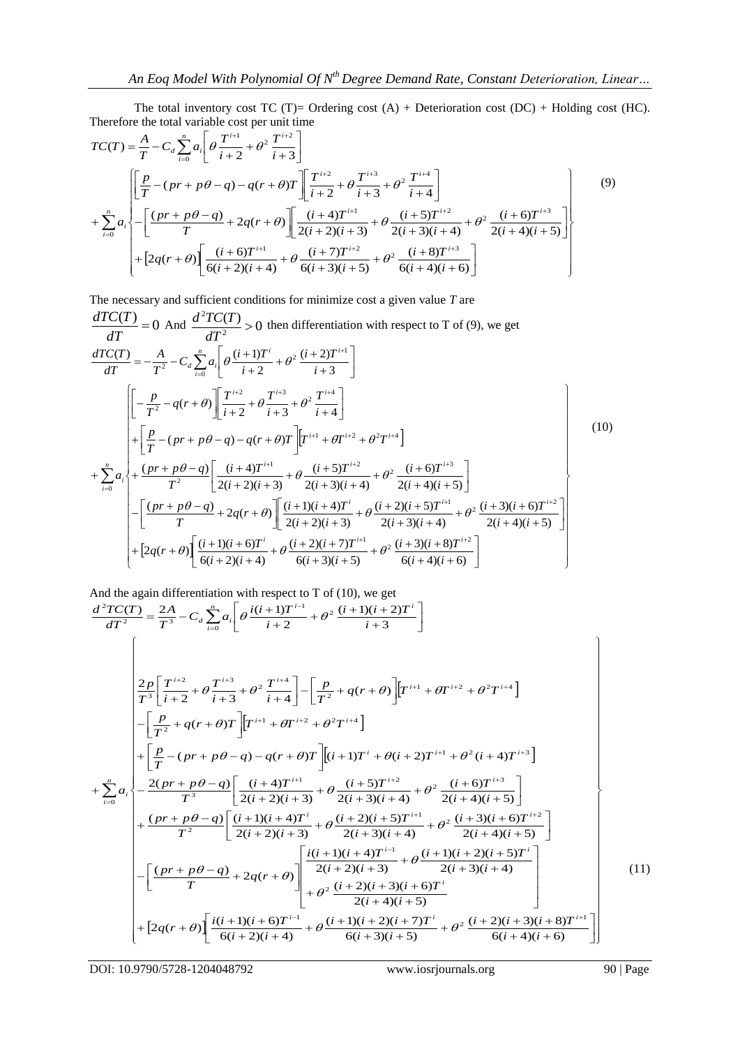The total inventory cost TC (T)= Ordering cost (A) + Deterioration cost (DC) + Holding cost (HC). Therefore the total variable cost per unit time

$$
TC(T) = \frac{A}{T} - C_d \sum_{i=0}^{n} a_i \left[ \theta \frac{T^{i+1}}{i+2} + \theta^2 \frac{T^{i+2}}{i+3} \right]
+ \sum_{i=0}^{n} a_i \left\{ \begin{array}{l}
\left[ \frac{p}{T} - (pr + p\theta - q) - q(r+\theta)T \right] \left[ \frac{T^{i+2}}{i+2} + \theta \frac{T^{i+3}}{i+3} + \theta^2 \frac{T^{i+4}}{i+4} \right] \\
- \left[ \frac{(pr + p\theta - q)}{T} + 2q(r+\theta) \right] \left[ \frac{(i+4)T^{i+1}}{2(i+2)(i+3)} + \theta \frac{(i+5)T^{i+2}}{2(i+3)(i+4)} + \theta^2 \frac{(i+6)T^{i+3}}{2(i+4)(i+5)} \right] \\
+ \left[ 2q(r+\theta) \right] \left[ \frac{(i+6)T^{i+1}}{6(i+2)(i+4)} + \theta \frac{(i+7)T^{i+2}}{6(i+3)(i+5)} + \theta^2 \frac{(i+8)T^{i+3}}{6(i+4)(i+6)} \right]
\end{array} \right\} \tag{9}
$$

The necessary and sufficient conditions for minimize cost a given value $T$ are

$\frac{dTC(T)}{dT} = 0$ And $\frac{d^2TC(T)}{dT^2} > 0$ then differentiation with respect to T of (9), we get

$$
\frac{dTC(T)}{dT} = -\frac{A}{T^2} - C_d \sum_{i=0}^{n} a_i \left[ \theta \frac{(i+1)T^{i}}{i+2} + \theta^2 \frac{(i+2)T^{i+1}}{i+3} \right]
+ \sum_{i=0}^{n} a_i \left\{ \begin{array}{l}
\left[ -\frac{p}{T^2} - q(r+\theta) \right] \left[ \frac{T^{i+2}}{i+2} + \theta \frac{T^{i+3}}{i+3} + \theta^2 \frac{T^{i+4}}{i+4} \right] \\
+ \left[ \frac{p}{T} - (pr + p\theta - q) - q(r+\theta)T \right] \left[ T^{i+1} + \theta T^{i+2} + \theta^2 T^{i+4} \right] \\
+ \frac{(pr + p\theta - q)}{T^2} \left[ \frac{(i+4)T^{i+1}}{2(i+2)(i+3)} + \theta \frac{(i+5)T^{i+2}}{2(i+3)(i+4)} + \theta^2 \frac{(i+6)T^{i+3}}{2(i+4)(i+5)} \right] \\
- \left[ \frac{(pr + p\theta - q)}{T} + 2q(r+\theta) \right] \left[ \frac{(i+1)(i+4)T^{i}}{2(i+2)(i+3)} + \theta \frac{(i+2)(i+5)T^{i+1}}{2(i+3)(i+4)} + \theta^2 \frac{(i+3)(i+6)T^{i+2}}{2(i+4)(i+5)} \right] \\
+ \left[ 2q(r+\theta) \right] \left[ \frac{(i+1)(i+6)T^{i}}{6(i+2)(i+4)} + \theta \frac{(i+2)(i+7)T^{i+1}}{6(i+3)(i+5)} + \theta^2 \frac{(i+3)(i+8)T^{i+2}}{6(i+4)(i+6)} \right]
\end{array} \right\} \tag{10}
$$

And the again differentiation with respect to T of (10), we get

$$
\frac{d^2TC(T)}{dT^2} = \frac{2A}{T^3} - C_d \sum_{i=0}^{n} a_i \left[ \theta \frac{i(i+1)T^{i-1}}{i+2} + \theta^2 \frac{(i+1)(i+2)T^{i}}{i+3} \right]
+ \sum_{i=0}^{n} a_i \left\{ \begin{array}{l}
\frac{2p}{T^3} \left[ \frac{T^{i+2}}{i+2} + \theta \frac{T^{i+3}}{i+3} + \theta^2 \frac{T^{i+4}}{i+4} \right] - \left[ \frac{p}{T^2} + q(r+\theta) \right] \left[ T^{i+1} + \theta T^{i+2} + \theta^2 T^{i+4} \right] \\
- \left[ \frac{p}{T^2} + q(r+\theta)T \right] \left[ T^{i+1} + \theta T^{i+2} + \theta^2 T^{i+4} \right] \\
+ \left[ \frac{p}{T} - (pr + p\theta - q) - q(r+\theta)T \right] \left[ (i+1)T^{i} + \theta(i+2)T^{i+1} + \theta^2 (i+4)T^{i+3} \right] \\
- \frac{2(pr + p\theta - q)}{T^3} \left[ \frac{(i+4)T^{i+1}}{2(i+2)(i+3)} + \theta \frac{(i+5)T^{i+2}}{2(i+3)(i+4)} + \theta^2 \frac{(i+6)T^{i+3}}{2(i+4)(i+5)} \right] \\
+ \frac{(pr + p\theta - q)}{T^2} \left[ \frac{(i+1)(i+4)T^{i}}{2(i+2)(i+3)} + \theta \frac{(i+2)(i+5)T^{i+1}}{2(i+3)(i+4)} + \theta^2 \frac{(i+3)(i+6)T^{i+2}}{2(i+4)(i+5)} \right] \\
- \left[ \frac{(pr + p\theta - q)}{T} + 2q(r+\theta) \right] \left[ \begin{array}{l} \frac{i(i+1)(i+4)T^{i-1}}{2(i+2)(i+3)} + \theta \frac{(i+1)(i+2)(i+5)T^{i}}{2(i+3)(i+4)} \\ + \theta^2 \frac{(i+2)(i+3)(i+6)T^{i}}{2(i+4)(i+5)} \end{array} \right] \\
+ \left[ 2q(r+\theta) \right] \left[ \frac{i(i+1)(i+6)T^{i-1}}{6(i+2)(i+4)} + \theta \frac{(i+1)(i+2)(i+7)T^{i}}{6(i+3)(i+5)} + \theta^2 \frac{(i+2)(i+3)(i+8)T^{i+1}}{6(i+4)(i+6)} \right]
\end{array} \right\} \tag{11}
$$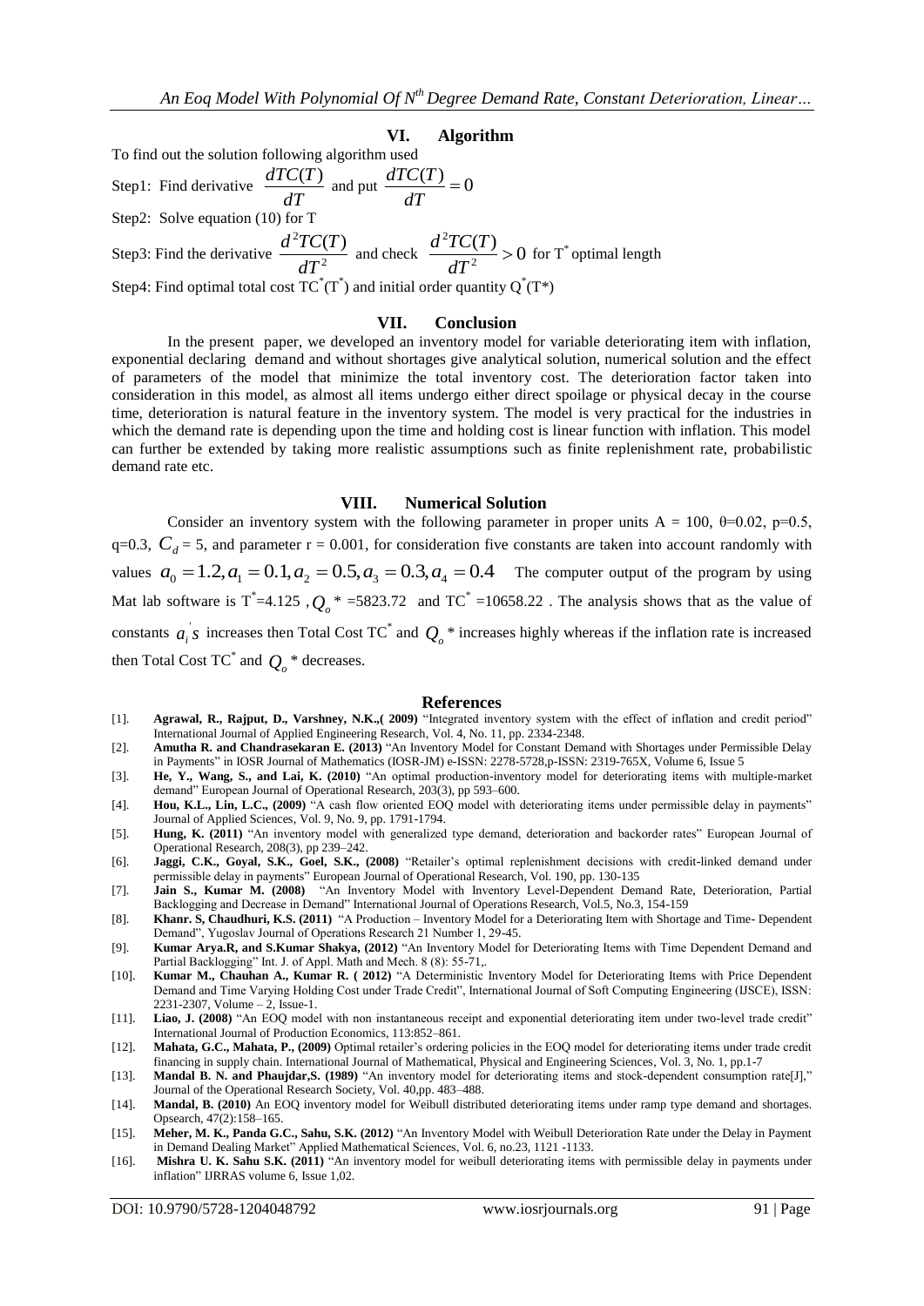## VI. Algorithm

To find out the solution following algorithm used

Step1: Find derivative $\frac{dTC(T)}{dT}$ and put $\frac{dTC(T)}{dT}=0$

Step2: Solve equation (10) for T

Step3: Find the derivative $\frac{d^2TC(T)}{dT^2}$ and check $\frac{d^2TC(T)}{dT^2}>0$ for $T^*$ optimal length

Step4: Find optimal total cost $TC^*(T^*)$ and initial order quantity $Q^*(T^*)$

## VII. Conclusion

In the present paper, we developed an inventory model for variable deteriorating item with inflation, exponential declaring demand and without shortages give analytical solution, numerical solution and the effect of parameters of the model that minimize the total inventory cost. The deterioration factor taken into consideration in this model, as almost all items undergo either direct spoilage or physical decay in the course time, deterioration is natural feature in the inventory system. The model is very practical for the industries in which the demand rate is depending upon the time and holding cost is linear function with inflation. This model can further be extended by taking more realistic assumptions such as finite replenishment rate, probabilistic demand rate etc.

## VIII. Numerical Solution

Consider an inventory system with the following parameter in proper units A = 100, θ=0.02, p=0.5, q=0.3, $C_d$ = 5, and parameter r = 0.001, for consideration five constants are taken into account randomly with values $a_0=1.2, a_1=0.1, a_2=0.5, a_3=0.3, a_4=0.4$ The computer output of the program by using Mat lab software is $T^*$=4.125 , $Q_o$* =5823.72 and $TC^*$ =10658.22 . The analysis shows that as the value of constants $a_i^{'}s$ increases then Total Cost $TC^*$ and $Q_o$* increases highly whereas if the inflation rate is increased then Total Cost $TC^*$ and $Q_o$* decreases.

## References

[1]. **Agrawal, R., Rajput, D., Varshney, N.K.,( 2009)** "Integrated inventory system with the effect of inflation and credit period" International Journal of Applied Engineering Research, Vol. 4, No. 11, pp. 2334-2348.

[2]. **Amutha R. and Chandrasekaran E. (2013)** "An Inventory Model for Constant Demand with Shortages under Permissible Delay in Payments" in IOSR Journal of Mathematics (IOSR-JM) e-ISSN: 2278-5728,p-ISSN: 2319-765X, Volume 6, Issue 5

[3]. **He, Y., Wang, S., and Lai, K. (2010)** "An optimal production-inventory model for deteriorating items with multiple-market demand" European Journal of Operational Research, 203(3), pp 593–600.

[4]. **Hou, K.L., Lin, L.C., (2009)** "A cash flow oriented EOQ model with deteriorating items under permissible delay in payments" Journal of Applied Sciences, Vol. 9, No. 9, pp. 1791-1794.

[5]. **Hung, K. (2011)** "An inventory model with generalized type demand, deterioration and backorder rates" European Journal of Operational Research, 208(3), pp 239–242.

[6]. **Jaggi, C.K., Goyal, S.K., Goel, S.K., (2008)** "Retailer's optimal replenishment decisions with credit-linked demand under permissible delay in payments" European Journal of Operational Research, Vol. 190, pp. 130-135

[7]. **Jain S., Kumar M. (2008)** "An Inventory Model with Inventory Level-Dependent Demand Rate, Deterioration, Partial Backlogging and Decrease in Demand" International Journal of Operations Research, Vol.5, No.3, 154-159

[8]. **Khanr. S, Chaudhuri, K.S. (2011)** "A Production – Inventory Model for a Deteriorating Item with Shortage and Time- Dependent Demand", Yugoslav Journal of Operations Research 21 Number 1, 29-45.

[9]. **Kumar Arya.R, and S.Kumar Shakya, (2012)** "An Inventory Model for Deteriorating Items with Time Dependent Demand and Partial Backlogging" Int. J. of Appl. Math and Mech. 8 (8): 55-71,.

[10]. **Kumar M., Chauhan A., Kumar R. ( 2012)** "A Deterministic Inventory Model for Deteriorating Items with Price Dependent Demand and Time Varying Holding Cost under Trade Credit", International Journal of Soft Computing Engineering (IJSCE), ISSN: 2231-2307, Volume – 2, Issue-1.

[11]. **Liao, J. (2008)** "An EOQ model with non instantaneous receipt and exponential deteriorating item under two-level trade credit" International Journal of Production Economics, 113:852–861.

[12]. **Mahata, G.C., Mahata, P., (2009)** Optimal retailer's ordering policies in the EOQ model for deteriorating items under trade credit financing in supply chain. International Journal of Mathematical, Physical and Engineering Sciences, Vol. 3, No. 1, pp.1-7

[13]. **Mandal B. N. and Phaujdar,S. (1989)** "An inventory model for deteriorating items and stock-dependent consumption rate[J]," Journal of the Operational Research Society, Vol. 40,pp. 483–488.

[14]. **Mandal, B. (2010)** An EOQ inventory model for Weibull distributed deteriorating items under ramp type demand and shortages. Opsearch, 47(2):158–165.

[15]. **Meher, M. K., Panda G.C., Sahu, S.K. (2012)** "An Inventory Model with Weibull Deterioration Rate under the Delay in Payment in Demand Dealing Market" Applied Mathematical Sciences, Vol. 6, no.23, 1121 -1133.

[16]. **Mishra U. K. Sahu S.K. (2011)** "An inventory model for weibull deteriorating items with permissible delay in payments under inflation" IJRRAS volume 6, Issue 1,02.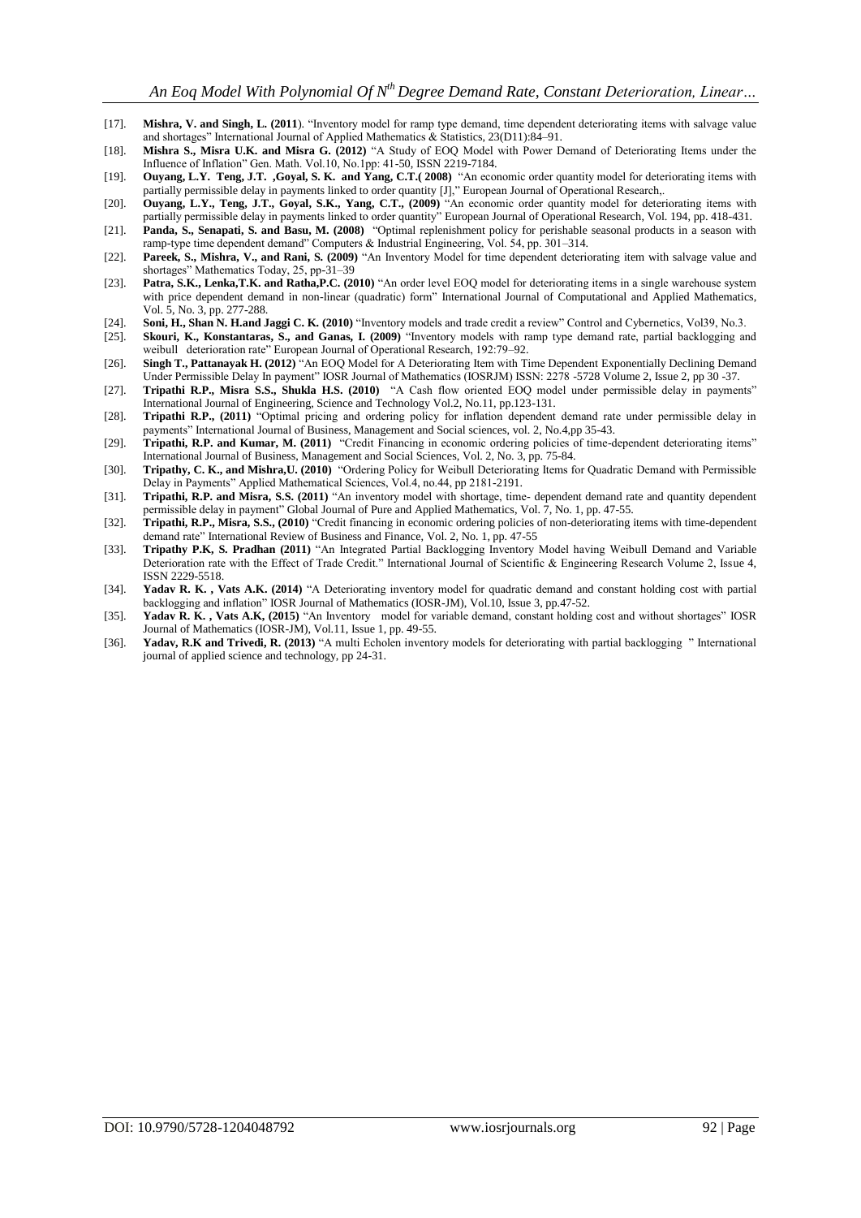[17]. **Mishra, V. and Singh, L. (2011**). "Inventory model for ramp type demand, time dependent deteriorating items with salvage value and shortages" International Journal of Applied Mathematics & Statistics, 23(D11):84–91.

[18]. **Mishra S., Misra U.K. and Misra G. (2012)** "A Study of EOQ Model with Power Demand of Deteriorating Items under the Influence of Inflation" Gen. Math. Vol.10, No.1pp: 41-50, ISSN 2219-7184.

[19]. **Ouyang, L.Y. Teng, J.T. ,Goyal, S. K. and Yang, C.T.( 2008)** "An economic order quantity model for deteriorating items with partially permissible delay in payments linked to order quantity [J]," European Journal of Operational Research,.

[20]. **Ouyang, L.Y., Teng, J.T., Goyal, S.K., Yang, C.T., (2009)** "An economic order quantity model for deteriorating items with partially permissible delay in payments linked to order quantity" European Journal of Operational Research, Vol. 194, pp. 418-431.

[21]. **Panda, S., Senapati, S. and Basu, M. (2008)** "Optimal replenishment policy for perishable seasonal products in a season with ramp-type time dependent demand" Computers & Industrial Engineering, Vol. 54, pp. 301–314.

[22]. **Pareek, S., Mishra, V., and Rani, S. (2009)** "An Inventory Model for time dependent deteriorating item with salvage value and shortages" Mathematics Today, 25, pp-31–39

[23]. **Patra, S.K., Lenka,T.K. and Ratha,P.C. (2010)** "An order level EOQ model for deteriorating items in a single warehouse system with price dependent demand in non-linear (quadratic) form" International Journal of Computational and Applied Mathematics, Vol. 5, No. 3, pp. 277-288.

[24]. **Soni, H., Shan N. H.and Jaggi C. K. (2010)** "Inventory models and trade credit a review" Control and Cybernetics, Vol39, No.3.

[25]. **Skouri, K., Konstantaras, S., and Ganas, I. (2009)** "Inventory models with ramp type demand rate, partial backlogging and weibull deterioration rate" European Journal of Operational Research, 192:79–92.

[26]. **Singh T., Pattanayak H. (2012)** "An EOQ Model for A Deteriorating Item with Time Dependent Exponentially Declining Demand Under Permissible Delay In payment" IOSR Journal of Mathematics (IOSRJM) ISSN: 2278 -5728 Volume 2, Issue 2, pp 30 -37.

[27]. **Tripathi R.P., Misra S.S., Shukla H.S. (2010)** "A Cash flow oriented EOQ model under permissible delay in payments" International Journal of Engineering, Science and Technology Vol.2, No.11, pp.123-131.

[28]. **Tripathi R.P., (2011)** "Optimal pricing and ordering policy for inflation dependent demand rate under permissible delay in payments" International Journal of Business, Management and Social sciences, vol. 2, No.4,pp 35-43.

[29]. **Tripathi, R.P. and Kumar, M. (2011)** "Credit Financing in economic ordering policies of time-dependent deteriorating items" International Journal of Business, Management and Social Sciences, Vol. 2, No. 3, pp. 75-84.

[30]. **Tripathy, C. K., and Mishra,U. (2010)** "Ordering Policy for Weibull Deteriorating Items for Quadratic Demand with Permissible Delay in Payments" Applied Mathematical Sciences, Vol.4, no.44, pp 2181-2191.

[31]. **Tripathi, R.P. and Misra, S.S. (2011)** "An inventory model with shortage, time- dependent demand rate and quantity dependent permissible delay in payment" Global Journal of Pure and Applied Mathematics, Vol. 7, No. 1, pp. 47-55.

[32]. **Tripathi, R.P., Misra, S.S., (2010)** "Credit financing in economic ordering policies of non-deteriorating items with time-dependent demand rate" International Review of Business and Finance, Vol. 2, No. 1, pp. 47-55

[33]. **Tripathy P.K, S. Pradhan (2011)** "An Integrated Partial Backlogging Inventory Model having Weibull Demand and Variable Deterioration rate with the Effect of Trade Credit." International Journal of Scientific & Engineering Research Volume 2, Issue 4, ISSN 2229-5518.

[34]. **Yadav R. K. , Vats A.K. (2014)** "A Deteriorating inventory model for quadratic demand and constant holding cost with partial backlogging and inflation" IOSR Journal of Mathematics (IOSR-JM), Vol.10, Issue 3, pp.47-52.

[35]. **Yadav R. K. , Vats A.K, (2015)** "An Inventory model for variable demand, constant holding cost and without shortages" IOSR Journal of Mathematics (IOSR-JM), Vol.11, Issue 1, pp. 49-55.

[36]. **Yadav, R.K and Trivedi, R. (2013)** "A multi Echolen inventory models for deteriorating with partial backlogging " International journal of applied science and technology, pp 24-31.